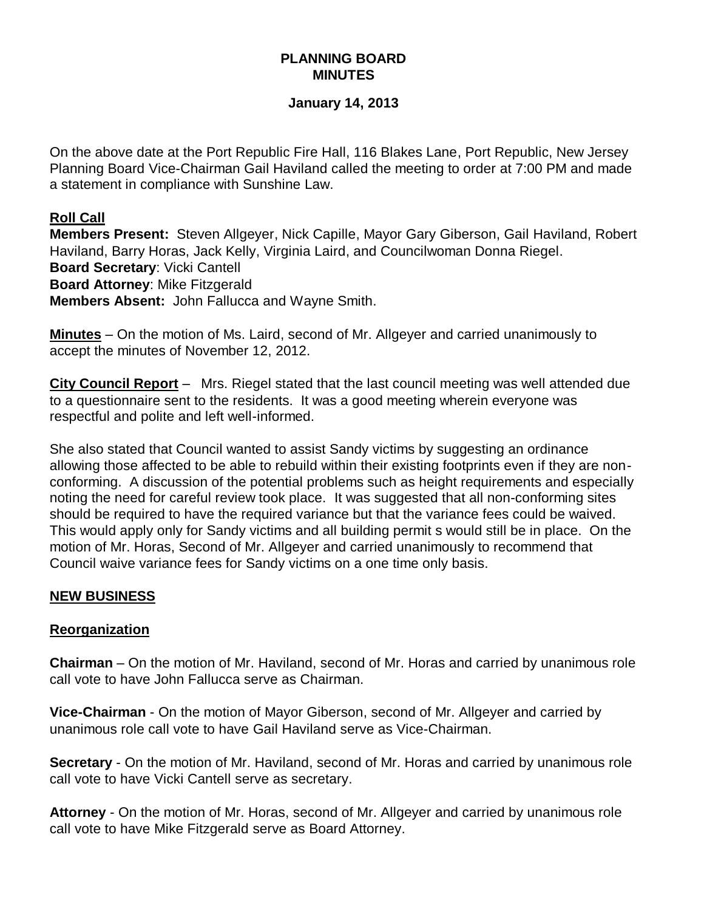# PLANNING BOARD MINUTES

## January 14, 2013

On the above date at the Port Republic Fire Hall, 116 Blakes Lane, Port Republic, New Jersey Planning Board Vice-Chairman Gail Haviland called the meeting to order at 7:00 PM and made a statement in compliance with Sunshine Law.

**Roll Call**

**Members Present:** Steven Allgeyer, Nick Capille, Mayor Gary Giberson, Gail Haviland, Robert Haviland, Barry Horas, Jack Kelly, Virginia Laird, and Councilwoman Donna Riegel.
**Board Secretary**: Vicki Cantell
**Board Attorney**: Mike Fitzgerald
**Members Absent:** John Fallucca and Wayne Smith.

**Minutes** – On the motion of Ms. Laird, second of Mr. Allgeyer and carried unanimously to accept the minutes of November 12, 2012.

**City Council Report** – Mrs. Riegel stated that the last council meeting was well attended due to a questionnaire sent to the residents. It was a good meeting wherein everyone was respectful and polite and left well-informed.

She also stated that Council wanted to assist Sandy victims by suggesting an ordinance allowing those affected to be able to rebuild within their existing footprints even if they are non-conforming. A discussion of the potential problems such as height requirements and especially noting the need for careful review took place. It was suggested that all non-conforming sites should be required to have the required variance but that the variance fees could be waived. This would apply only for Sandy victims and all building permit s would still be in place. On the motion of Mr. Horas, Second of Mr. Allgeyer and carried unanimously to recommend that Council waive variance fees for Sandy victims on a one time only basis.

## NEW BUSINESS

### Reorganization

**Chairman** – On the motion of Mr. Haviland, second of Mr. Horas and carried by unanimous role call vote to have John Fallucca serve as Chairman.

**Vice-Chairman** - On the motion of Mayor Giberson, second of Mr. Allgeyer and carried by unanimous role call vote to have Gail Haviland serve as Vice-Chairman.

**Secretary** - On the motion of Mr. Haviland, second of Mr. Horas and carried by unanimous role call vote to have Vicki Cantell serve as secretary.

**Attorney** - On the motion of Mr. Horas, second of Mr. Allgeyer and carried by unanimous role call vote to have Mike Fitzgerald serve as Board Attorney.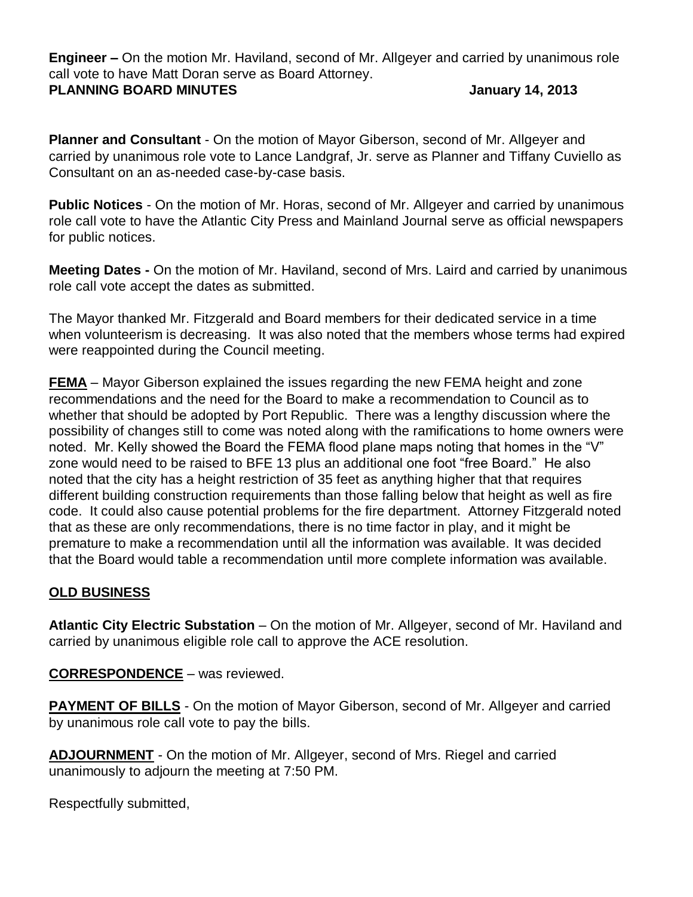**Engineer –** On the motion Mr. Haviland, second of Mr. Allgeyer and carried by unanimous role call vote to have Matt Doran serve as Board Attorney.

**Planner and Consultant** - On the motion of Mayor Giberson, second of Mr. Allgeyer and carried by unanimous role vote to Lance Landgraf, Jr. serve as Planner and Tiffany Cuviello as Consultant on an as-needed case-by-case basis.

**Public Notices** - On the motion of Mr. Horas, second of Mr. Allgeyer and carried by unanimous role call vote to have the Atlantic City Press and Mainland Journal serve as official newspapers for public notices.

**Meeting Dates -** On the motion of Mr. Haviland, second of Mrs. Laird and carried by unanimous role call vote accept the dates as submitted.

The Mayor thanked Mr. Fitzgerald and Board members for their dedicated service in a time when volunteerism is decreasing. It was also noted that the members whose terms had expired were reappointed during the Council meeting.

**FEMA** – Mayor Giberson explained the issues regarding the new FEMA height and zone recommendations and the need for the Board to make a recommendation to Council as to whether that should be adopted by Port Republic. There was a lengthy discussion where the possibility of changes still to come was noted along with the ramifications to home owners were noted. Mr. Kelly showed the Board the FEMA flood plane maps noting that homes in the "V" zone would need to be raised to BFE 13 plus an additional one foot "free Board." He also noted that the city has a height restriction of 35 feet as anything higher that that requires different building construction requirements than those falling below that height as well as fire code. It could also cause potential problems for the fire department. Attorney Fitzgerald noted that as these are only recommendations, there is no time factor in play, and it might be premature to make a recommendation until all the information was available. It was decided that the Board would table a recommendation until more complete information was available.

## OLD BUSINESS

**Atlantic City Electric Substation** – On the motion of Mr. Allgeyer, second of Mr. Haviland and carried by unanimous eligible role call to approve the ACE resolution.

**CORRESPONDENCE** – was reviewed.

**PAYMENT OF BILLS** - On the motion of Mayor Giberson, second of Mr. Allgeyer and carried by unanimous role call vote to pay the bills.

**ADJOURNMENT** - On the motion of Mr. Allgeyer, second of Mrs. Riegel and carried unanimously to adjourn the meeting at 7:50 PM.

Respectfully submitted,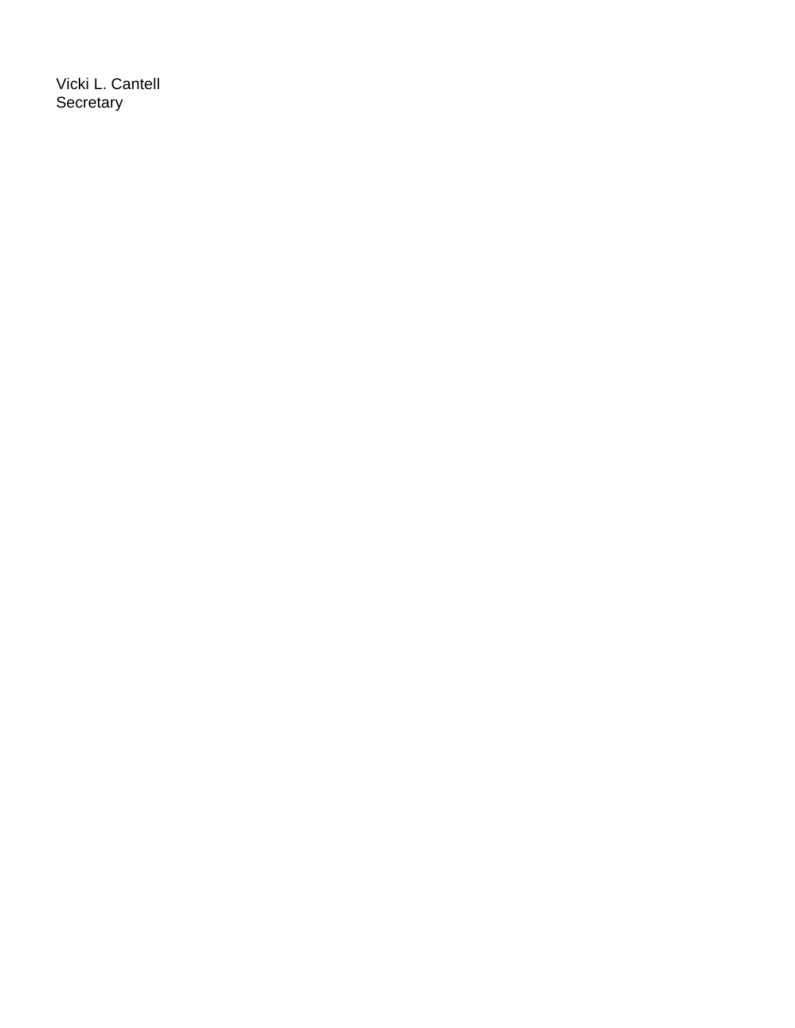Vicki L. Cantell
Secretary